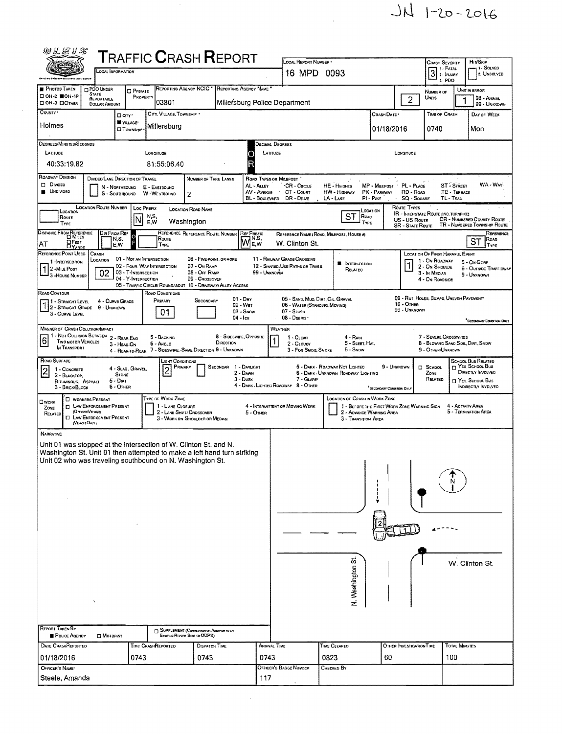JN 1-20-2016

# TRAFFIC CRASH REPORT

| LOCAL INFORMATION | LOCAL REPORT NUMBER | CRASH SEVERITY | HIT/SKIP |
|---|---|---|---|
| | 16 MPD 0093 | 3 (1 - FATAL, 2 - INJURY, 3 - PDO) | 1 - SOLVED, 2 - UNSOLVED |

| PHOTOS TAKEN | PDO UNDER STATE REPORTABLE DOLLAR AMOUNT | PRIVATE PROPERTY | REPORTING AGENCY NCIC | REPORTING AGENCY NAME | NUMBER OF UNITS | UNIT IN ERROR |
|---|---|---|---|---|---|---|
| OH-2 ■OH-1P OH-3 OTHER | | | 03801 | Millersburg Police Department | 2 | 1 (98 - ANIMAL, 99 - UNKNOWN) |

| COUNTY | CITY / VILLAGE / TOWNSHIP | CITY, VILLAGE, TOWNSHIP | CRASH DATE | TIME OF CRASH | DAY OF WEEK |
|---|---|---|---|---|---|
| Holmes | ■ VILLAGE | Millersburg | 01/18/2016 | 0740 | Mon |

**DEGREES/MINUTES/SECONDS** — LATITUDE: 40:33:19.82 LONGITUDE: 81:55:06.40

**DECIMAL DEGREES** — LATITUDE: LONGITUDE:

**ROADWAY DIVISION:** ■ UNDIVIDED

**DIVIDED LANE DIRECTION OF TRAVEL:** N - NORTHBOUND, S - SOUTHBOUND, E - EASTBOUND, W - WESTBOUND

**NUMBER OF THRU LANES:** 2

**ROAD TYPES OR MILEPOST:** AL - ALLEY, AV - AVENUE, BL - BOULEVARD, CR - CIRCLE, CT - COURT, DR - DRIVE, HE - HEIGHTS, HW - HIGHWAY, LA - LANE, MP - MILEPOST, PK - PARKWAY, PI - PIKE, PL - PLACE, RD - ROAD, SQ - SQUARE, ST - STREET, TE - TERRACE, TL - TRAIL, WA - WAY

**LOCATION:** LOC PREFIX: N — LOCATION ROAD NAME: Washington — LOCATION ROAD TYPE: ST

**ROUTE TYPES:** IR - INTERSTATE ROUTE (INC. TURNPIKE), US - US ROUTE, SR - STATE ROUTE, CR - NUMBERED COUNTY ROUTE, TR - NUMBERED TOWNSHIP ROUTE

**DISTANCE FROM REFERENCE:** AT — REF PREFIX: W — REFERENCE NAME (ROAD, MILEPOST, HOUSE #): W. Clinton St. — REFERENCE ROAD TYPE: ST

**REFERENCE POINT USED:** 1 (1 - INTERSECTION, 2 - MILE POST, 3 - HOUSE NUMBER)

**CRASH LOCATION:** 02 (01 - NOT AN INTERSECTION, 02 - FOUR-WAY INTERSECTION, 03 - T-INTERSECTION, 04 - Y-INTERSECTION, 05 - TRAFFIC CIRCLE/ ROUNDABOUT, 06 - FIVE POINT, OR MORE, 07 - ON RAMP, 08 - OFF RAMP, 09 - CROSSOVER, 10 - DRIVEWAY/ ALLEY ACCESS, 11 - RAILWAY GRADE CROSSING, 12 - SHARED-USE PATHS OR TRAILS, 99 - UNKNOWN) — ■ INTERSECTION RELATED

**LOCATION OF FIRST HARMFUL EVENT:** 1 (1 - ON ROADWAY, 2 - ON SHOULDER, 3 - IN MEDIAN, 4 - ON ROADSIDE, 5 - ON GORE, 6 - OUTSIDE TRAFFICWAY, 9 - UNKNOWN)

**ROAD CONTOUR:** 1 (1 - STRAIGHT LEVEL, 2 - STRAIGHT GRADE, 3 - CURVE LEVEL, 4 - CURVE GRADE, 9 - UNKNOWN)

**ROAD CONDITIONS:** PRIMARY: 01 — SECONDARY: (01 - DRY, 02 - WET, 03 - SNOW, 04 - ICE, 05 - SAND, MUD, DIRT, OIL, GRAVEL, 06 - WATER (STANDING, MOVING), 07 - SLUSH, 08 - DEBRIS, 09 - RUT, HOLES, BUMPS, UNEVEN PAVEMENT, 10 - OTHER, 99 - UNKNOWN)

**MANNER OF CRASH COLLISION/IMPACT:** 6 (1 - NOT COLLISION BETWEEN TWO MOTOR VEHICLES IN TRANSPORT, 2 - REAR-END, 3 - HEAD-ON, 4 - REAR-TO-REAR, 5 - BACKING, 6 - ANGLE, 7 - SIDESWIPE, SAME DIRECTION, 8 - SIDESWIPE, OPPOSITE DIRECTION, 9 - UNKNOWN)

**WEATHER:** 1 (1 - CLEAR, 2 - CLOUDY, 3 - FOG, SMOG, SMOKE, 4 - RAIN, 5 - SLEET, HAIL, 6 - SNOW, 7 - SEVERE CROSSWINDS, 8 - BLOWING SAND, SOIL, DIRT, SNOW, 9 - OTHER/UNKNOWN)

**ROAD SURFACE:** 2 (1 - CONCRETE, 2 - BLACKTOP, BITUMINOUS, ASPHALT, 3 - BRICK/BLOCK, 4 - SLAG, GRAVEL, STONE, 5 - DIRT, 6 - OTHER)

**LIGHT CONDITIONS:** PRIMARY: 2 — SECONDARY: (1 - DAYLIGHT, 2 - DAWN, 3 - DUSK, 4 - DARK - LIGHTED ROADWAY, 5 - DARK - ROADWAY NOT LIGHTED, 6 - DARK - UNKNOWN ROADWAY LIGHTING, 7 - GLARE, 8 - OTHER, 9 - UNKNOWN)

**SCHOOL ZONE RELATED** / SCHOOL BUS RELATED: YES, SCHOOL BUS DIRECTLY INVOLVED; YES, SCHOOL BUS INDIRECTLY INVOLVED

**WORK ZONE RELATED:** WORKERS PRESENT, LAW ENFORCEMENT PRESENT (OFFICER/VEHICLE), LAW ENFORCEMENT PRESENT (VEHICLE ONLY)

**TYPE OF WORK ZONE:** 1 - LANE CLOSURE, 2 - LANE SHIFT/ CROSSOVER, 3 - WORK ON SHOULDER OR MEDIAN, 4 - INTERMITTENT OR MOVING WORK, 5 - OTHER

**LOCATION OF CRASH IN WORK ZONE:** 1 - BEFORE THE FIRST WORK ZONE WARNING SIGN, 2 - ADVANCE WARNING AREA, 3 - TRANSITION AREA, 4 - ACTIVITY AREA, 5 - TERMINATION AREA

## NARRATIVE

Unit 01 was stopped at the intersection of W. Clinton St. and N. Washington St. Unit 01 then attempted to make a left hand turn striking Unit 02 who was traveling southbound on N. Washington St.

(Diagram labels: N, W. Clinton St., N. Washington St., 1, 2)

**REPORT TAKEN BY:** ■ POLICE AGENCY — MOTORIST — SUPPLEMENT (CORRECTION OR ADDITION TO AN EXISTING REPORT SENT TO ODPS)

| DATE CRASH REPORTED | TIME CRASH REPORTED | DISPATCH TIME | ARRIVAL TIME | TIME CLEARED | OTHER INVESTIGATION TIME | TOTAL MINUTES |
|---|---|---|---|---|---|---|
| 01/18/2016 | 0743 | 0743 | 0743 | 0823 | 60 | 100 |

| OFFICER'S NAME | OFFICER'S BADGE NUMBER | CHECKED BY |
|---|---|---|
| Steele, Amanda | 117 | |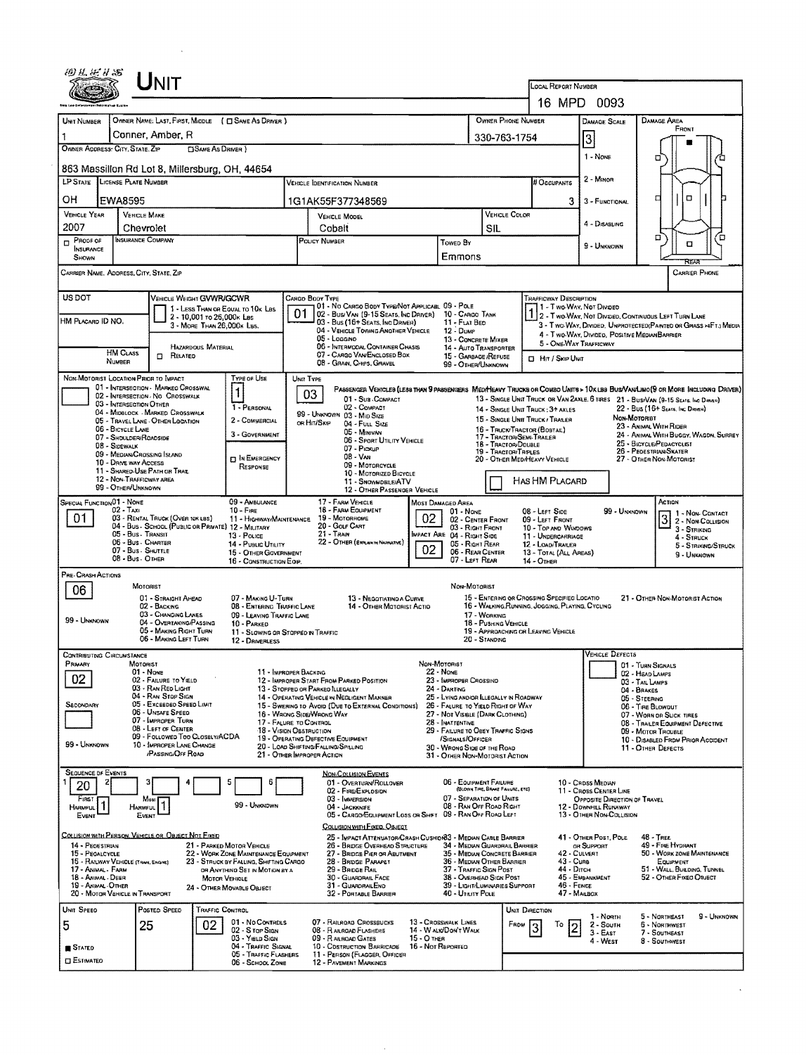# Unit

**Local Report Number:** 16 MPD 0093

| Unit Number | Owner Name: Last, First, Middle (☐ Same As Driver) | Owner Phone Number | Damage Scale | Damage Area |
|---|---|---|---|---|
| 1 | Conner, Amber, R | 330-763-1754 | 3 | Front |

**Owner Address: City, State, Zip** (☐ Same As Driver): 863 Massillon Rd Lot 8, Millersburg, OH, 44654

Damage Scale: 1 - None; 2 - Minor; 3 - Functional; 4 - Disabling; 9 - Unknown

| LP State | License Plate Number | Vehicle Identification Number | # Occupants |
|---|---|---|---|
| OH | EWA8595 | 1G1AK55F377348569 | 3 |

| Vehicle Year | Vehicle Make | Vehicle Model | Vehicle Color |
|---|---|---|---|
| 2007 | Chevrolet | Cobalt | SIL |

| ☐ Proof of Insurance Shown | Insurance Company | Policy Number | Towed By |
|---|---|---|---|
| | | | Emmons |

**Carrier Name, Address, City, State, Zip:**

**Carrier Phone:**

**US DOT:**

**HM Placard ID No.:**

**HM Class Number:** ☐ Related (Hazardous Material)

**Vehicle Weight GVWR/GCWR:** 1 - Less Than or Equal to 10k Lbs; 2 - 10,001 to 26,000k Lbs; 3 - More Than 26,000k Lbs.

**Cargo Body Type:** 01
01 - No Cargo Body Type/Not Applicabl; 02 - Bus/Van (9-15 Seats, Inc Driver); 03 - Bus (16+ Seats, Inc Driver); 04 - Vehicle Towing Another Vehicle; 05 - Logging; 06 - Intermodal Container Chasis; 07 - Cargo Van/Enclosed Box; 08 - Grain, Chips, Gravel; 09 - Pole; 10 - Cargo Tank; 11 - Flat Bed; 12 - Dump; 13 - Concrete Mixer; 14 - Auto Transporter; 15 - Garbage/Refuse; 99 - Other/Unknown

**Trafficway Description:** 1
1 - Two-Way, Not Divided; 2 - Two-Way, Not Divided, Continuous Left Turn Lane; 3 - Two-Way, Divided, Unprotected (Painted or Grass >4Ft.) Media; 4 - Two-Way, Divided, Positive Median Barrier; 5 - One-Way Trafficway

☐ Hit / Skip Unit

**Non-Motorist Location Prior to Impact:**
01 - Intersection - Marked Crosswal; 02 - Intersection - No Crosswalk; 03 - Intersection Other; 04 - Midblock - Marked Crosswalk; 05 - Travel Lane - Other Location; 06 - Bicycle Lane; 07 - Shoulder/Roadside; 08 - Sidewalk; 09 - Median/Crossing Island; 10 - Drive way Access; 11 - Shared-Use Path or Trail; 12 - Non-Trafficway Area; 99 - Other/Unknown

**Type of Use:** 1
1 - Personal; 2 - Commercial; 3 - Government; ☐ In Emergency Response

**Unit Type:** 03
Passenger Vehicles (Less than 9 passengers): 01 - Sub-Compact; 02 - Compact; 99 - Unknown 03 - Mid Size or Hit/Skip; 04 - Full Size; 05 - Minivan; 06 - Sport Utility Vehicle; 07 - Pickup; 08 - Van; 09 - Motorcycle; 10 - Motorized Bicycle; 11 - Snowmobile/ATV; 12 - Other Passenger Vehicle
Med/Heavy Trucks or Combo Units > 10k lbs Bus/Van/Limo (9 or More Including Driver): 13 - Single Unit Truck or Van 2axle, 6 Tires; 14 - Single Unit Truck: 3+ Axles; 15 - Single Unit Truck / Trailer; 16 - Truck/Tractor (Bobtail); 17 - Tractor/Semi-Trailer; 18 - Tractor/Double; 19 - Tractor/Triples; 20 - Other Med/Heavy Vehicle; 21 - Bus/Van (9-15 Seats, Inc Driver); 22 - Bus (16+ Seats, Inc Driver)
Non-Motorist: 23 - Animal With Rider; 24 - Animal With Buggy, Wagon, Surrey; 25 - Bicycle/Pedacyclist; 26 - Pedestrian/Skater; 27 - Other Non-Motorist

☐ Has HM Placard

**Special Function:** 01
01 - None; 02 - Taxi; 03 - Rental Truck (Over 10k lbs); 04 - Bus - School (Public or Private); 05 - Bus - Transit; 06 - Bus - Charter; 07 - Bus - Shuttle; 08 - Bus - Other; 09 - Ambulance; 10 - Fire; 11 - Highway/Maintenance; 12 - Military; 13 - Police; 14 - Public Utility; 15 - Other Government; 16 - Construction Eqip.; 17 - Farm Vehicle; 18 - Farm Equipment; 19 - Motorhome; 20 - Golf Cart; 21 - Train; 22 - Other (Explain in Narrative)

**Most Damaged Area:** 02
**Impact Are:** 02
01 - None; 02 - Center Front; 03 - Right Front; 04 - Right Side; 05 - Right Rear; 06 - Rear Center; 07 - Left Rear; 08 - Left Side; 09 - Left Front; 10 - Top and Windows; 11 - Undercarriage; 12 - Load/Trailer; 13 - Total (All Areas); 14 - Other; 99 - Unknown

**Action:** 3
1 - Non-Contact; 2 - Non-Collision; 3 - Striking; 4 - Struck; 5 - Striking/Struck; 9 - Unknown

**Pre-Crash Actions:** 06
Motorist: 01 - Straight Ahead; 02 - Backing; 03 - Changing Lanes; 04 - Overtaking/Passing; 05 - Making Right Turn; 06 - Making Left Turn; 07 - Making U-Turn; 08 - Entering Traffic Lane; 09 - Leaving Traffic Lane; 10 - Parked; 11 - Slowing or Stopped in Traffic; 12 - Driverless; 13 - Negotiating a Curve; 14 - Other Motorist Actio; 99 - Unknown
Non-Motorist: 15 - Entering or Crossing Specified Locatio; 16 - Walking, Running, Jogging, Playing, Cycling; 17 - Working; 18 - Pushing Vehicle; 19 - Approaching or Leaving Vehicle; 20 - Standing; 21 - Other Non-Motorist Action

**Contributing Circumstance:**
Primary: 02
Secondary:
Motorist: 01 - None; 02 - Failure to Yield; 03 - Ran Red Light; 04 - Ran Stop Sign; 05 - Exceeded Speed Limit; 06 - Unsafe Speed; 07 - Improper Turn; 08 - Left of Center; 09 - Followed Too Closely/ACDA; 10 - Improper Lane Change /Passing/Off Road; 11 - Improper Backing; 12 - Improper Start From Parked Position; 13 - Stopped or Parked Illegally; 14 - Operating Vehicle in Negligent Manner; 15 - Swering to Avoid (Due to External Conditions); 16 - Wrong Side/Wrong Way; 17 - Falure to Control; 18 - Vision Obstruction; 19 - Operating Defective Equipment; 20 - Load Shifting/Falling/Spilling; 21 - Other Improper Action; 99 - Unknown
Non-Motorist: 22 - None; 23 - Improper Crossing; 24 - Darting; 25 - Lying and/or Illegally in Roadway; 26 - Falure to Yield Right of Way; 27 - Not Visible (Dark Clothing); 28 - Inattentive; 29 - Failure to Obey Traffic Signs /Signals/Officer; 30 - Wrong Side of the Road; 31 - Other Non-Motorist Action

**Vehicle Defects:**
01 - Turn Signals; 02 - Head Lamps; 03 - Tail Lamps; 04 - Brakes; 05 - Steering; 06 - Tire Blowout; 07 - Worn or Slick Tires; 08 - Trailer Equipment Defective; 09 - Motor Trouble; 10 - Disabled From Prior Accident; 11 - Other Defects

**Sequence of Events:**

| 1 | 2 | 3 | 4 | 5 | 6 |
|---|---|---|---|---|---|
| 20 | | | | | |

First Harmful Event: 1; Most Harmful Event: 1; 99 - Unknown

Non-Collision Events: 01 - Overturn/Rollover; 02 - Fire/Explosion; 03 - Immersion; 04 - Jackknife; 05 - Cargo/Equipment Loss or Shift; 06 - Equipment Failure (Blown Tire, Brake Failure, etc); 07 - Separation of Units; 08 - Ran Off Road Right; 09 - Ran Off Road Left; 10 - Cross Median; 11 - Cross Center Line Opposite Direction of Travel; 12 - Downhill Runaway; 13 - Other Non-Collision

Collision with Person, Vehicle or Object Not Fixed: 14 - Pedestrian; 15 - Pedalcycle; 16 - Railway Vehicle (Train, Engine); 17 - Animal - Farm; 18 - Animal - Deer; 19 - Animal - Other; 20 - Motor Vehicle in Transport; 21 - Parked Motor Vehicle; 22 - Work Zone Maintenance Equipment; 23 - Struck by Falling, Shifting Cargo or Anything Set in Motion by a Motor Vehicle; 24 - Other Movable Object

Collision with Fixed, Object: 25 - Impact Attenuator/Crash Cushion; 26 - Bridge Overhead Structure; 27 - Bridge Pier or Abutment; 28 - Bridge Parapet; 29 - Bridge Rail; 30 - Guardrail Face; 31 - Guardrail End; 32 - Portable Barrier; 33 - Median Cable Barrier; 34 - Median Guardrail Barrier; 35 - Median Concrete Barrier; 36 - Median Other Barrier; 37 - Traffic Sign Post; 38 - Overhead Sign Post; 39 - Light/Luminaries Support; 40 - Utility Pole; 41 - Other Post, Pole or Support; 42 - Culvert; 43 - Curb; 44 - Ditch; 45 - Embankment; 46 - Fence; 47 - Mailbox; 48 - Tree; 49 - Fire Hydrant; 50 - Work Zone Maintenance Equipment; 51 - Wall, Building, Tunnel; 52 - Other Fixed Object

| Unit Speed | Posted Speed | Traffic Control | Unit Direction |
|---|---|---|---|
| 5 | 25 | 02 | From 3 To 2 |

■ Stated ☐ Estimated

Traffic Control: 01 - No Controls; 02 - Stop Sign; 03 - Yield Sign; 04 - Traffic Signal; 05 - Traffic Flashers; 06 - School Zone; 07 - Railroad Crossbucks; 08 - Railroad Flashers; 09 - Railroad Gates; 10 - Construction Barricade; 11 - Person (Flagger, Officer); 12 - Pavement Markings; 13 - Crosswalk Lines; 14 - Walk/Don't Walk; 15 - Other; 16 - Not Reported

Unit Direction: 1 - North; 2 - South; 3 - East; 4 - West; 5 - Northeast; 6 - Northwest; 7 - Southeast; 8 - Southwest; 9 - Unknown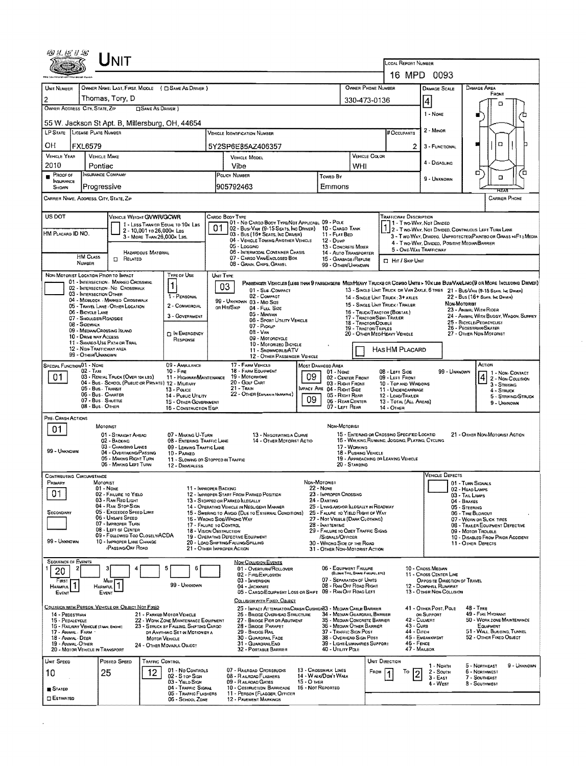# Unit

**Local Report Number:** 16 MPD 0093

| Unit Number | Owner Name: Last, First, Middle (☐ Same As Driver) | Owner Phone Number | Damage Scale | Damage Area |
|---|---|---|---|---|
| 2 | Thomas, Tory, D | 330-473-0136 | 4 | Front |

**Owner Address: City, State, Zip** (☐ Same As Driver): 55 W. Jackson St Apt. B, Millersburg, OH, 44654

Damage Scale: 1 - None; 2 - Minor; 3 - Functional; 4 - Disabling; 9 - Unknown

| LP State | License Plate Number | Vehicle Identification Number | # Occupants |
|---|---|---|---|
| OH | FXL6579 | 5Y2SP6E85AZ406357 | 2 |

| Vehicle Year | Vehicle Make | Vehicle Model | Vehicle Color |
|---|---|---|---|
| 2010 | Pontiac | Vibe | WHI |

| Proof of Insurance Shown | Insurance Company | Policy Number | Towed By |
|---|---|---|---|
| ■ | Progressive | 905792463 | Emmons |

Carrier Name, Address, City, State, Zip:

Carrier Phone:

US DOT:

HM Placard ID No.:

HM Class Number: ☐ Related (Hazardous Material)

**Vehicle Weight GVWR/GCWR:** 1 - Less Than or Equal to 10k Lbs; 2 - 10,001 to 26,000k Lbs; 3 - More Than 26,000k Lbs.

**Cargo Body Type:** 01
01 - No Cargo Body Type/Not Applicabl; 02 - Bus/Van (9-15 Seats, Inc Driver); 03 - Bus (16+ Seats, Inc Driver); 04 - Vehicle Towing Another Vehicle; 05 - Logging; 06 - Intermodal Container Chasis; 07 - Cargo Van/Enclosed Box; 08 - Grain, Chips, Gravel; 09 - Pole; 10 - Cargo Tank; 11 - Flat Bed; 12 - Dump; 13 - Concrete Mixer; 14 - Auto Transporter; 15 - Garbage/Refuse; 99 - Other/Unknown

**Trafficway Description:** 1
1 - Two-Way, Not Divided; 2 - Two-Way, Not Divided, Continuous Left Turn Lane; 3 - Two-Way, Divided, Unprotected(Painted or Grass >4Ft.) Media; 4 - Two-Way, Divided, Positive Median Barrier; 5 - One-Way Trafficway

☐ Hit / Skip Unit

**Non-Motorist Location Prior to Impact:**
01 - Intersection - Marked Crosswal; 02 - Intersection - No Crosswalk; 03 - Intersection Other; 04 - Midblock - Marked Crosswalk; 05 - Travel Lane - Other Location; 06 - Bicycle Lane; 07 - Shoulder/Roadside; 08 - Sidewalk; 09 - Median/Crossing Island; 10 - Drive Way Access; 11 - Shared-Use Path or Trail; 12 - Non-Trafficway Area; 99 - Other/Unknown

**Type of Use:** 1
1 - Personal; 2 - Commercial; 3 - Government; ☐ In Emergency Response

**Unit Type:** 03
Passenger Vehicles (Less than 9 passengers): 01 - Sub-Compact; 02 - Compact; 99 - Unknown 03 - Mid Size or Hit/Skip; 04 - Full Size; 05 - Minivan; 06 - Sport Utility Vehicle; 07 - Pickup; 08 - Van; 09 - Motorcycle; 10 - Motorized Bicycle; 11 - Snowmobile/ATV; 12 - Other Passenger Vehicle
Med/Heavy Trucks or Combo Units > 10k lbs: 13 - Single Unit Truck or Van 2axle, 6 Tires; 14 - Single Unit Truck: 3+ Axles; 15 - Single Unit Truck / Trailer; 16 - Truck/Tractor (Bobtail); 17 - Tractor/Semi-Trailer; 18 - Tractor/Double; 19 - Tractor/Triples; 20 - Other Med/Heavy Vehicle
Bus/Van/Limo (9 or More Including Driver): 21 - Bus/Van (9-15 Seats, Inc Driver); 22 - Bus (16+ Seats, Inc Driver)
Non-Motorist: 23 - Animal With Rider; 24 - Animal With Buggy, Wagon, Surrey; 25 - Bicycle/Pedacyclist; 26 - Pedestrian/Skater; 27 - Other Non-Motorist

☐ Has HM Placard

**Special Function:** 01
01 - None; 02 - Taxi; 03 - Rental Truck (Over 10k lbs); 04 - Bus - School (Public or Private); 05 - Bus - Transit; 06 - Bus - Charter; 07 - Bus - Shuttle; 08 - Bus - Other; 09 - Ambulance; 10 - Fire; 11 - Highway/Maintenance; 12 - Military; 13 - Police; 14 - Public Utility; 15 - Other Government; 16 - Construction Eqip; 17 - Farm Vehicle; 18 - Farm Equipment; 19 - Motorhome; 20 - Golf Cart; 21 - Train; 22 - Other (Explain in Narrative)

**Most Damaged Area:** 09
01 - None; 02 - Center Front; 03 - Right Front; 04 - Right Side; 05 - Right Rear; 06 - Rear Center; 07 - Left Rear; 08 - Left Side; 09 - Left Front; 10 - Top and Windows; 11 - Undercarriage; 12 - Load/Trailer; 13 - Total (All Areas); 14 - Other; 99 - Unknown

**Impact Are:** 09

**Action:** 4
1 - Non-Contact; 2 - Non-Collision; 3 - Striking; 4 - Struck; 5 - Striking/Struck; 9 - Unknown

**Pre-Crash Actions:** 01
Motorist: 01 - Straight Ahead; 02 - Backing; 03 - Changing Lanes; 04 - Overtaking/Passing; 05 - Making Right Turn; 06 - Making Left Turn; 07 - Making U-Turn; 08 - Entering Traffic Lane; 09 - Leaving Traffic Lane; 10 - Parked; 11 - Slowing or Stopped in Traffic; 12 - Driverless; 13 - Negotiating a Curve; 14 - Other Motorist Actio; 99 - Unknown
Non-Motorist: 15 - Entering or Crossing Specified Locatio; 16 - Walking, Running, Jogging, Playing, Cycling; 17 - Working; 18 - Pushing Vehicle; 19 - Approaching or Leaving Vehicle; 20 - Standing; 21 - Other Non-Motorist Action

**Contributing Circumstance:**
Primary: 01
Secondary:
Motorist: 01 - None; 02 - Failure to Yield; 03 - Ran Red Light; 04 - Ran Stop Sign; 05 - Exceeded Speed Limit; 06 - Unsafe Speed; 07 - Improper Turn; 08 - Left of Center; 09 - Followed Too Closely/ACDA; 10 - Improper Lane Change /Passing/Off Road; 11 - Improper Backing; 12 - Improper Start From Parked Position; 13 - Stopped or Parked Illegally; 14 - Operating Vehicle in Negligent Manner; 15 - Swering to Avoid (Due to External Conditions); 16 - Wrong Side/Wrong Way; 17 - Failure to Control; 18 - Vision Obstruction; 19 - Operating Defective Equipment; 20 - Load Shifting/Falling/Spilling; 21 - Other Improper Action; 99 - Unknown
Non-Motorist: 22 - None; 23 - Improper Crossing; 24 - Darting; 25 - Lying and/or Illegally in Roadway; 26 - Failure to Yield Right of Way; 27 - Not Visible (Dark Clothing); 28 - Inattentive; 29 - Failure to Obey Traffic Signs /Signals/Officer; 30 - Wrong Side of the Road; 31 - Other Non-Motorist Action

**Vehicle Defects:**
01 - Turn Signals; 02 - Head Lamps; 03 - Tail Lamps; 04 - Brakes; 05 - Steering; 06 - Tire Blowout; 07 - Worn or Slick Tires; 08 - Trailer Equipment Defective; 09 - Motor Trouble; 10 - Disabled From Prior Accident; 11 - Other Defects

**Sequence of Events:**

| 1 | 2 | 3 | 4 | 5 | 6 |
|---|---|---|---|---|---|
| 20 | | | | | |

First Harmful Event: 1
Most Harmful Event: 1
99 - Unknown

Non Collision Events: 01 - Overturn/Rollover; 02 - Fire/Explosion; 03 - Immersion; 04 - Jackknife; 05 - Cargo/Equipment Loss or Shift; 06 - Equipment Failure (Blown Tire, Brake Failure, etc); 07 - Separation of Units; 08 - Ran Off Road Right; 09 - Ran Off Road Left; 10 - Cross Median; 11 - Cross Center Line Opposite Direction of Travel; 12 - Downhill Runaway; 13 - Other Non-Collision

Collision with Person, Vehicle or Object Not Fixed: 14 - Pedestrian; 15 - Pedalcycle; 16 - Railway Vehicle (Train, Engine); 17 - Animal - Farm; 18 - Animal - Deer; 19 - Animal - Other; 20 - Motor Vehicle in Transport; 21 - Parked Motor Vehicle; 22 - Work Zone Maintenance Equipment; 23 - Struck by Falling, Shifting Cargo or Anything Set in Motion by a Motor Vehicle; 24 - Other Movable Object

Collision with Fixed, Object: 25 - Impact Attenuator/Crash Cushion; 26 - Bridge Overhead Structure; 27 - Bridge Pier or Abutment; 28 - Bridge Parapet; 29 - Bridge Rail; 30 - Guardrail Face; 31 - Guardrail End; 32 - Portable Barrier; 33 - Median Cable Barrier; 34 - Median Guardrail Barrier; 35 - Median Concrete Barrier; 36 - Median Other Barrier; 37 - Traffic Sign Post; 38 - Overhead Sign Post; 39 - Light/Luminaries Support; 40 - Utility Pole; 41 - Other Post, Pole or Support; 42 - Culvert; 43 - Curb; 44 - Ditch; 45 - Embankment; 46 - Fence; 47 - Mailbox; 48 - Tree; 49 - Fire Hydrant; 50 - Work Zone Maintenance Equipment; 51 - Wall, Building, Tunnel; 52 - Other Fixed Object

| Unit Speed | Posted Speed | Traffic Control | Unit Direction |
|---|---|---|---|
| 10 | 25 | 12 | From 1 To 2 |

■ Stated
☐ Estimated

Traffic Control: 01 - No Controls; 02 - Stop Sign; 03 - Yield Sign; 04 - Traffic Signal; 05 - Traffic Flashers; 06 - School Zone; 07 - Railroad Crossbucks; 08 - Railroad Flashers; 09 - Railroad Gates; 10 - Costruction Barricade; 11 - Person (Flagger, Officer; 12 - Pavement Markings; 13 - Crosswalk Lines; 14 - Walk/Don't Walk; 15 - Other; 16 - Not Reported

Unit Direction: 1 - North; 2 - South; 3 - East; 4 - West; 5 - Northeast; 6 - Northwest; 7 - Southeast; 8 - Southwest; 9 - Unknown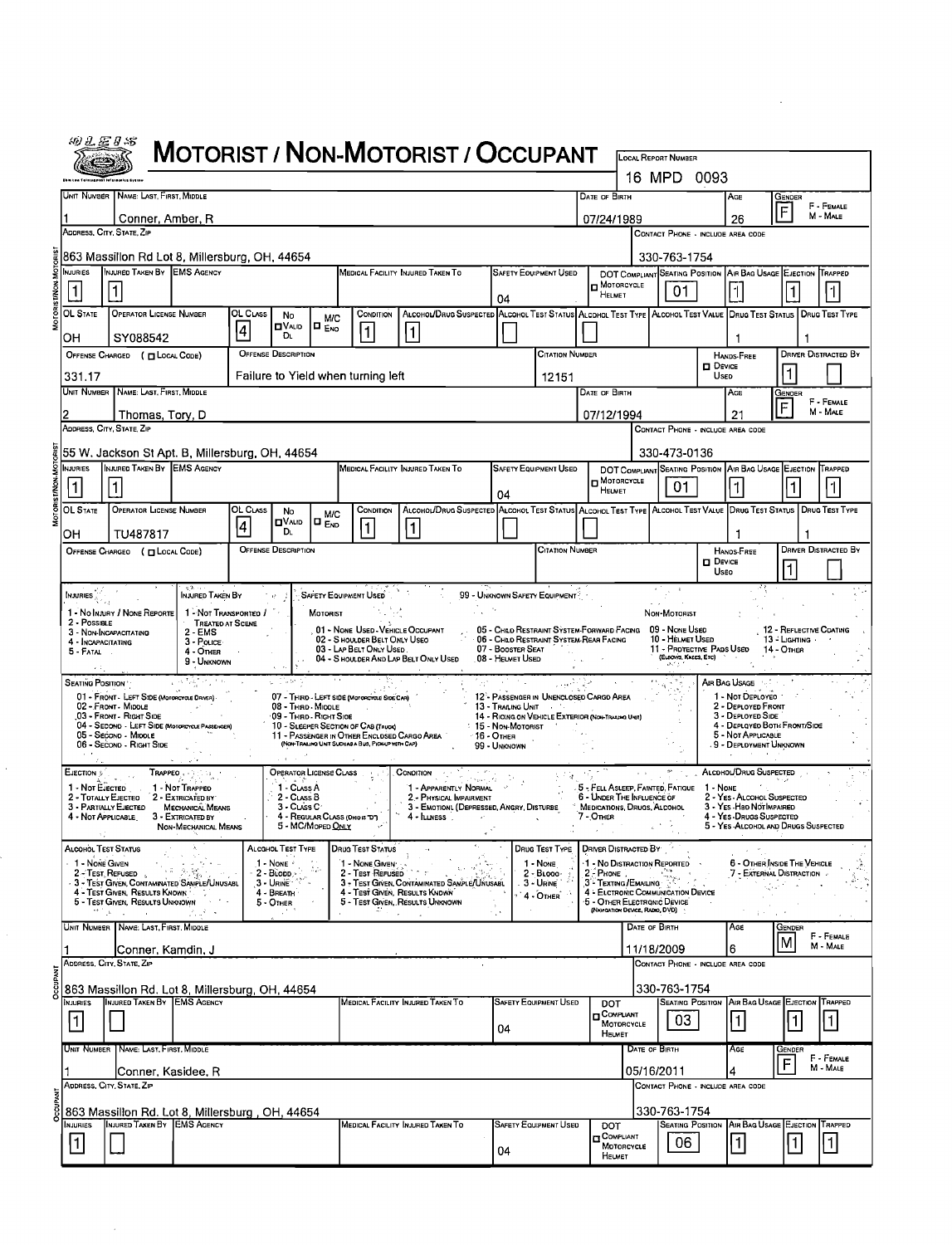# MOTORIST / NON-MOTORIST / OCCUPANT

**Local Report Number:** 16 MPD 0093

## Motorist/Non-Motorist

| Unit Number | Name: Last, First, Middle | Date of Birth | Age | Gender |
|---|---|---|---|---|
| 1 | Conner, Amber, R | 07/24/1989 | 26 | F |

F - Female / M - Male

| Address, City, State, Zip | Contact Phone - Include Area Code |
|---|---|
| 863 Massillon Rd Lot 8, Millersburg, OH, 44654 | 330-763-1754 |

| Injuries | Injured Taken By | EMS Agency | Medical Facility Injured Taken To | Safety Equipment Used | DOT Compliant Motorcycle Helmet | Seating Position | Air Bag Usage | Ejection | Trapped |
|---|---|---|---|---|---|---|---|---|---|
| 1 | 1 | | | 04 | | 01 | 1 | 1 | 1 |

| OL State | Operator License Number | OL Class | No Valid DL | M/C End | Condition | Alcohol/Drug Suspected | Alcohol Test Status | Alcohol Test Type | Alcohol Test Value | Drug Test Status | Drug Test Type |
|---|---|---|---|---|---|---|---|---|---|---|---|
| OH | SY088542 | 4 | | | 1 | 1 | | | | 1 | 1 |

| Offense Charged (Local Code) | Offense Description | Citation Number | Hands-Free Device Used | Driver Distracted By |
|---|---|---|---|---|
| 331.17 | Failure to Yield when turning left | 12151 | | 1 |

| Unit Number | Name: Last, First, Middle | Date of Birth | Age | Gender |
|---|---|---|---|---|
| 2 | Thomas, Tory, D | 07/12/1994 | 21 | F |

F - Female / M - Male

| Address, City, State, Zip | Contact Phone - Include Area Code |
|---|---|
| 55 W. Jackson St Apt. B, Millersburg, OH, 44654 | 330-473-0136 |

| Injuries | Injured Taken By | EMS Agency | Medical Facility Injured Taken To | Safety Equipment Used | DOT Compliant Motorcycle Helmet | Seating Position | Air Bag Usage | Ejection | Trapped |
|---|---|---|---|---|---|---|---|---|---|
| 1 | 1 | | | 04 | | 01 | 1 | 1 | 1 |

| OL State | Operator License Number | OL Class | No Valid DL | M/C End | Condition | Alcohol/Drug Suspected | Alcohol Test Status | Alcohol Test Type | Alcohol Test Value | Drug Test Status | Drug Test Type |
|---|---|---|---|---|---|---|---|---|---|---|---|
| OH | TU487817 | 4 | | | 1 | 1 | | | | 1 | 1 |

| Offense Charged (Local Code) | Offense Description | Citation Number | Hands-Free Device Used | Driver Distracted By |
|---|---|---|---|---|
| | | | | 1 |

## Codes

**Injuries:** 1 - No Injury / None Reported; 2 - Possible; 3 - Non-Incapacitating; 4 - Incapacitating; 5 - Fatal

**Injured Taken By:** 1 - Not Transported / Treated at Scene; 2 - EMS; 3 - Police; 4 - Other; 9 - Unknown

**Safety Equipment Used:** 99 - Unknown Safety Equipment

Motorist: 01 - None Used - Vehicle Occupant; 02 - Shoulder Belt Only Used; 03 - Lap Belt Only Used; 04 - Shoulder And Lap Belt Only Used; 05 - Child Restraint System-Forward Facing; 06 - Child Restraint System-Rear Facing; 07 - Booster Seat; 08 - Helmet Used

Non-Motorist: 09 - None Used; 10 - Helmet Used; 11 - Protective Pads Used (Elbows, Knees, Etc); 12 - Reflective Coating; 13 - Lighting; 14 - Other

**Seating Position:** 01 - Front - Left Side (Motorcycle Driver); 02 - Front - Middle; 03 - Front - Right Side; 04 - Second - Left Side (Motorcycle Passenger); 05 - Second - Middle; 06 - Second - Right Side; 07 - Third - Left Side (Motorcycle Side Car); 08 - Third - Middle; 09 - Third - Right Side; 10 - Sleeper Section of Cab (Truck); 11 - Passenger in Other Enclosed Cargo Area (Non-Trailing Unit Such as a Bus, Pickup with Cap); 12 - Passenger in Unenclosed Cargo Area; 13 - Trailing Unit; 14 - Riding on Vehicle Exterior (Non-Trailing Unit); 15 - Non-Motorist; 16 - Other; 99 - Unknown

**Air Bag Usage:** 1 - Not Deployed; 2 - Deployed Front; 3 - Deployed Side; 4 - Deployed Both Front/Side; 5 - Not Applicable; 9 - Deployment Unknown

**Ejection:** 1 - Not Ejected; 2 - Totally Ejected; 3 - Partially Ejected; 4 - Not Applicable

**Trapped:** 1 - Not Trapped; 2 - Extricated by Mechanical Means; 3 - Extricated by Non-Mechanical Means

**Operator License Class:** 1 - Class A; 2 - Class B; 3 - Class C; 4 - Regular Class (Ohio is "D"); 5 - M/C/Moped Only

**Condition:** 1 - Apparently Normal; 2 - Physical Impairment; 3 - Emotional (Depressed, Angry, Disturbed); 4 - Illness; 5 - Fell Asleep, Fainted, Fatigue; 6 - Under The Influence of Medications, Drugs, Alcohol; 7 - Other

**Alcohol/Drug Suspected:** 1 - None; 2 - Yes - Alcohol Suspected; 3 - Yes - HBD Not Impaired; 4 - Yes - Drugs Suspected; 5 - Yes - Alcohol and Drugs Suspected

**Alcohol Test Status:** 1 - None Given; 2 - Test Refused; 3 - Test Given, Contaminated Sample/Unusable; 4 - Test Given, Results Known; 5 - Test Given, Results Unknown

**Alcohol Test Type:** 1 - None; 2 - Blood; 3 - Urine; 4 - Breath; 5 - Other

**Drug Test Status:** 1 - None Given; 2 - Test Refused; 3 - Test Given, Contaminated Sample/Unusable; 4 - Test Given, Results Known; 5 - Test Given, Results Unknown

**Drug Test Type:** 1 - None; 2 - Blood; 3 - Urine; 4 - Other

**Driver Distracted By:** 1 - No Distraction Reported; 2 - Phone; 3 - Texting/Emailing; 4 - Electronic Communication Device; 5 - Other Electronic Device (Navigation Device, Radio, DVD); 6 - Other Inside The Vehicle; 7 - External Distraction

## Occupant

| Unit Number | Name: Last, First, Middle | Date of Birth | Age | Gender |
|---|---|---|---|---|
| 1 | Conner, Kamdin, J | 11/18/2009 | 6 | M |

| Address, City, State, Zip | Contact Phone - Include Area Code |
|---|---|
| 863 Massillon Rd. Lot 8, Millersburg, OH, 44654 | 330-763-1754 |

| Injuries | Injured Taken By | EMS Agency | Medical Facility Injured Taken To | Safety Equipment Used | DOT Compliant Motorcycle Helmet | Seating Position | Air Bag Usage | Ejection | Trapped |
|---|---|---|---|---|---|---|---|---|---|
| 1 | | | | 04 | | 03 | 1 | 1 | 1 |

| Unit Number | Name: Last, First, Middle | Date of Birth | Age | Gender |
|---|---|---|---|---|
| 1 | Conner, Kasidee, R | 05/16/2011 | 4 | F |

| Address, City, State, Zip | Contact Phone - Include Area Code |
|---|---|
| 863 Massillon Rd. Lot 8, Millersburg , OH, 44654 | 330-763-1754 |

| Injuries | Injured Taken By | EMS Agency | Medical Facility Injured Taken To | Safety Equipment Used | DOT Compliant Motorcycle Helmet | Seating Position | Air Bag Usage | Ejection | Trapped |
|---|---|---|---|---|---|---|---|---|---|
| 1 | | | | 04 | | 06 | 1 | 1 | 1 |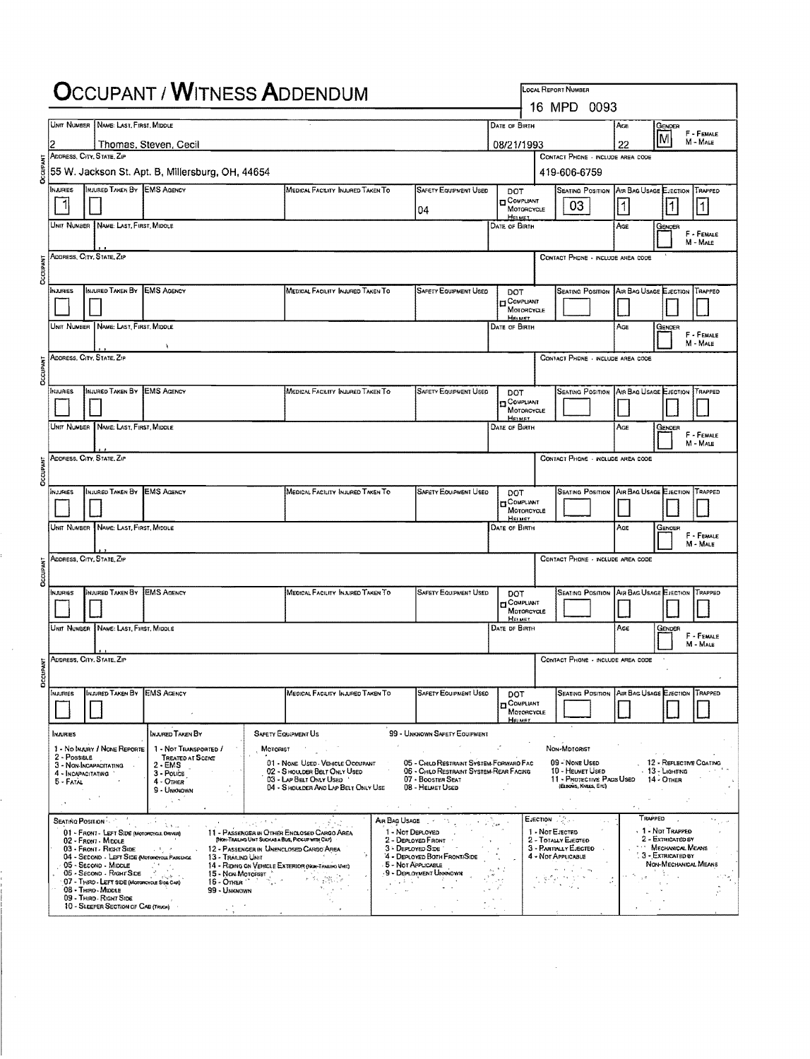# OCCUPANT / WITNESS ADDENDUM

LOCAL REPORT NUMBER: 16 MPD 0093

## Occupant

| UNIT NUMBER | NAME: LAST, FIRST, MIDDLE | DATE OF BIRTH | AGE | GENDER (F - FEMALE, M - MALE) |
|---|---|---|---|---|
| 2 | Thomas, Steven, Cecil | 08/21/1993 | 22 | M |

| ADDRESS, CITY, STATE, ZIP | CONTACT PHONE - INCLUDE AREA CODE |
|---|---|
| 55 W. Jackson St. Apt. B, Millersburg, OH, 44654 | 419-606-6759 |

| INJURIES | INJURED TAKEN BY | EMS AGENCY | MEDICAL FACILITY INJURED TAKEN TO | SAFETY EQUIPMENT USED | DOT COMPLIANT MOTORCYCLE HELMET | SEATING POSITION | AIR BAG USAGE | EJECTION | TRAPPED |
|---|---|---|---|---|---|---|---|---|---|
| 1 | | | | 04 | | 03 | 1 | 1 | 1 |

## Occupant

| UNIT NUMBER | NAME: LAST, FIRST, MIDDLE | DATE OF BIRTH | AGE | GENDER (F - FEMALE, M - MALE) |
|---|---|---|---|---|
| | | | | |

| ADDRESS, CITY, STATE, ZIP | CONTACT PHONE - INCLUDE AREA CODE |
|---|---|
| | |

| INJURIES | INJURED TAKEN BY | EMS AGENCY | MEDICAL FACILITY INJURED TAKEN TO | SAFETY EQUIPMENT USED | DOT COMPLIANT MOTORCYCLE HELMET | SEATING POSITION | AIR BAG USAGE | EJECTION | TRAPPED |
|---|---|---|---|---|---|---|---|---|---|
| | | | | | | | | | |

## Occupant

| UNIT NUMBER | NAME: LAST, FIRST, MIDDLE | DATE OF BIRTH | AGE | GENDER (F - FEMALE, M - MALE) |
|---|---|---|---|---|
| | | | | |

| ADDRESS, CITY, STATE, ZIP | CONTACT PHONE - INCLUDE AREA CODE |
|---|---|
| | |

| INJURIES | INJURED TAKEN BY | EMS AGENCY | MEDICAL FACILITY INJURED TAKEN TO | SAFETY EQUIPMENT USED | DOT COMPLIANT MOTORCYCLE HELMET | SEATING POSITION | AIR BAG USAGE | EJECTION | TRAPPED |
|---|---|---|---|---|---|---|---|---|---|
| | | | | | | | | | |

## Occupant

| UNIT NUMBER | NAME: LAST, FIRST, MIDDLE | DATE OF BIRTH | AGE | GENDER (F - FEMALE, M - MALE) |
|---|---|---|---|---|
| | | | | |

| ADDRESS, CITY, STATE, ZIP | CONTACT PHONE - INCLUDE AREA CODE |
|---|---|
| | |

| INJURIES | INJURED TAKEN BY | EMS AGENCY | MEDICAL FACILITY INJURED TAKEN TO | SAFETY EQUIPMENT USED | DOT COMPLIANT MOTORCYCLE HELMET | SEATING POSITION | AIR BAG USAGE | EJECTION | TRAPPED |
|---|---|---|---|---|---|---|---|---|---|
| | | | | | | | | | |

## Occupant

| UNIT NUMBER | NAME: LAST, FIRST, MIDDLE | DATE OF BIRTH | AGE | GENDER (F - FEMALE, M - MALE) |
|---|---|---|---|---|
| | | | | |

| ADDRESS, CITY, STATE, ZIP | CONTACT PHONE - INCLUDE AREA CODE |
|---|---|
| | |

| INJURIES | INJURED TAKEN BY | EMS AGENCY | MEDICAL FACILITY INJURED TAKEN TO | SAFETY EQUIPMENT USED | DOT COMPLIANT MOTORCYCLE HELMET | SEATING POSITION | AIR BAG USAGE | EJECTION | TRAPPED |
|---|---|---|---|---|---|---|---|---|---|
| | | | | | | | | | |

## Occupant

| UNIT NUMBER | NAME: LAST, FIRST, MIDDLE | DATE OF BIRTH | AGE | GENDER (F - FEMALE, M - MALE) |
|---|---|---|---|---|
| | | | | |

| ADDRESS, CITY, STATE, ZIP | CONTACT PHONE - INCLUDE AREA CODE |
|---|---|
| | |

| INJURIES | INJURED TAKEN BY | EMS AGENCY | MEDICAL FACILITY INJURED TAKEN TO | SAFETY EQUIPMENT USED | DOT COMPLIANT MOTORCYCLE HELMET | SEATING POSITION | AIR BAG USAGE | EJECTION | TRAPPED |
|---|---|---|---|---|---|---|---|---|---|
| | | | | | | | | | |

## Codes

**INJURIES**
- 1 - No Injury / None Reported
- 2 - Possible
- 3 - Non-Incapacitating
- 4 - Incapacitating
- 5 - Fatal

**INJURED TAKEN BY**
- 1 - Not Transported / Treated at Scene
- 2 - EMS
- 3 - Police
- 4 - Other
- 9 - Unknown

**SAFETY EQUIPMENT USED** (99 - Unknown Safety Equipment)

Motorist
- 01 - None Used - Vehicle Occupant
- 02 - Shoulder Belt Only Used
- 03 - Lap Belt Only Used
- 04 - Shoulder and Lap Belt Only Use
- 05 - Child Restraint System-Forward Fac
- 06 - Child Restraint System-Rear Facing
- 07 - Booster Seat
- 08 - Helmet Used

Non-Motorist
- 09 - None Used
- 10 - Helmet Used
- 11 - Protective Pads Used (Elbows, Knees, Etc)
- 12 - Reflective Coating
- 13 - Lighting
- 14 - Other

**SEATING POSITION**
- 01 - Front - Left Side (Motorcycle Driver)
- 02 - Front - Middle
- 03 - Front - Right Side
- 04 - Second - Left Side (Motorcycle Passenger)
- 05 - Second - Middle
- 06 - Second - Right Side
- 07 - Third - Left Side (Motorcycle Side Car)
- 08 - Third - Middle
- 09 - Third - Right Side
- 10 - Sleeper Section of Cab (Truck)
- 11 - Passenger in Other Enclosed Cargo Area (Non-Trailing Unit Such as a Bus, Pickup with Cap)
- 12 - Passenger in Unenclosed Cargo Area
- 13 - Trailing Unit
- 14 - Riding on Vehicle Exterior (Non-Trailing Unit)
- 15 - Non-Motorist
- 16 - Other
- 99 - Unknown

**AIR BAG USAGE**
- 1 - Not Deployed
- 2 - Deployed Front
- 3 - Deployed Side
- 4 - Deployed Both Front/Side
- 5 - Not Applicable
- 9 - Deployment Unknown

**EJECTION**
- 1 - Not Ejected
- 2 - Totally Ejected
- 3 - Partially Ejected
- 4 - Not Applicable

**TRAPPED**
- 1 - Not Trapped
- 2 - Extricated by Mechanical Means
- 3 - Extricated by Non-Mechanical Means